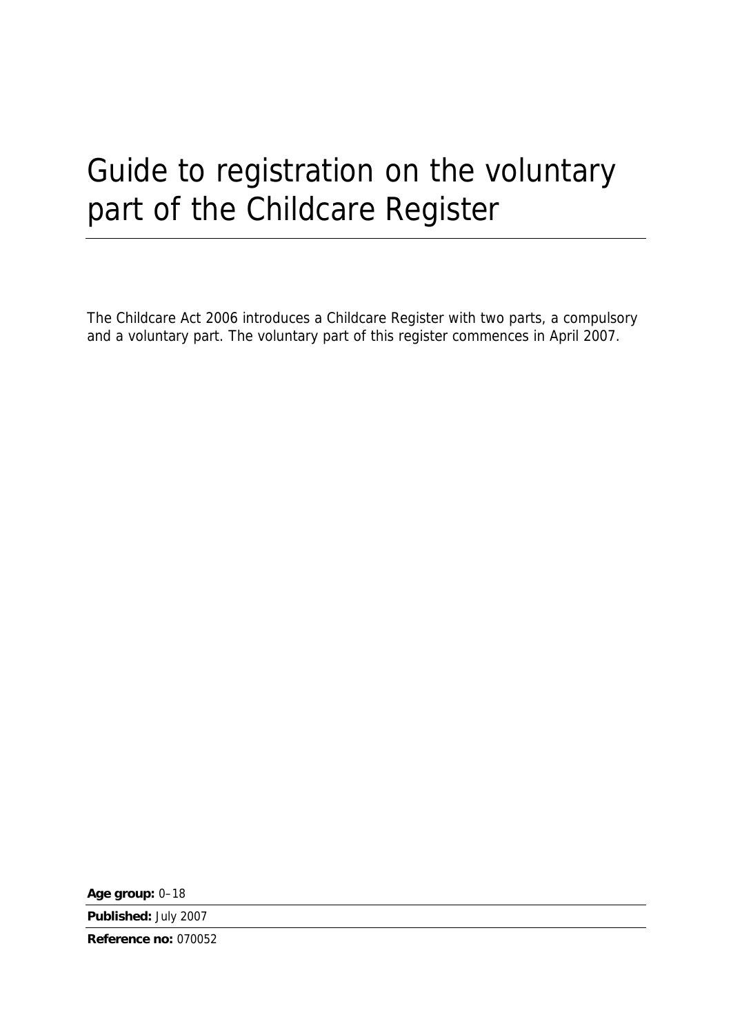# Guide to registration on the voluntary part of the Childcare Register

The Childcare Act 2006 introduces a Childcare Register with two parts, a compulsory and a voluntary part. The voluntary part of this register commences in April 2007.

**Age group:** 0–18

**Published:** July 2007

**Reference no:** 070052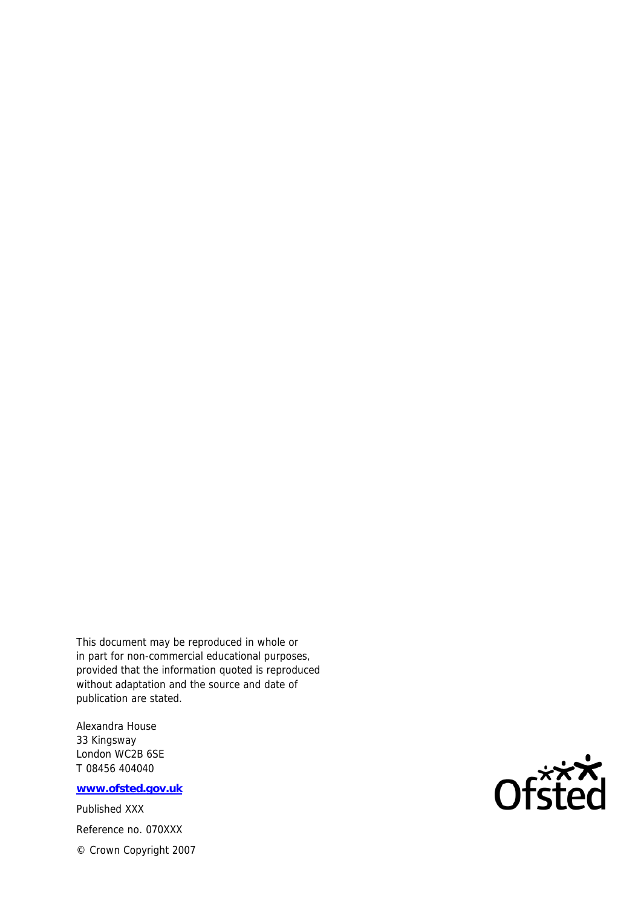This document may be reproduced in whole or in part for non-commercial educational purposes, provided that the information quoted is reproduced without adaptation and the source and date of publication are stated.

Alexandra House
33 Kingsway
London WC2B 6SE
T 08456 404040

**www.ofsted.gov.uk**

Published XXX

Reference no. 070XXX

© Crown Copyright 2007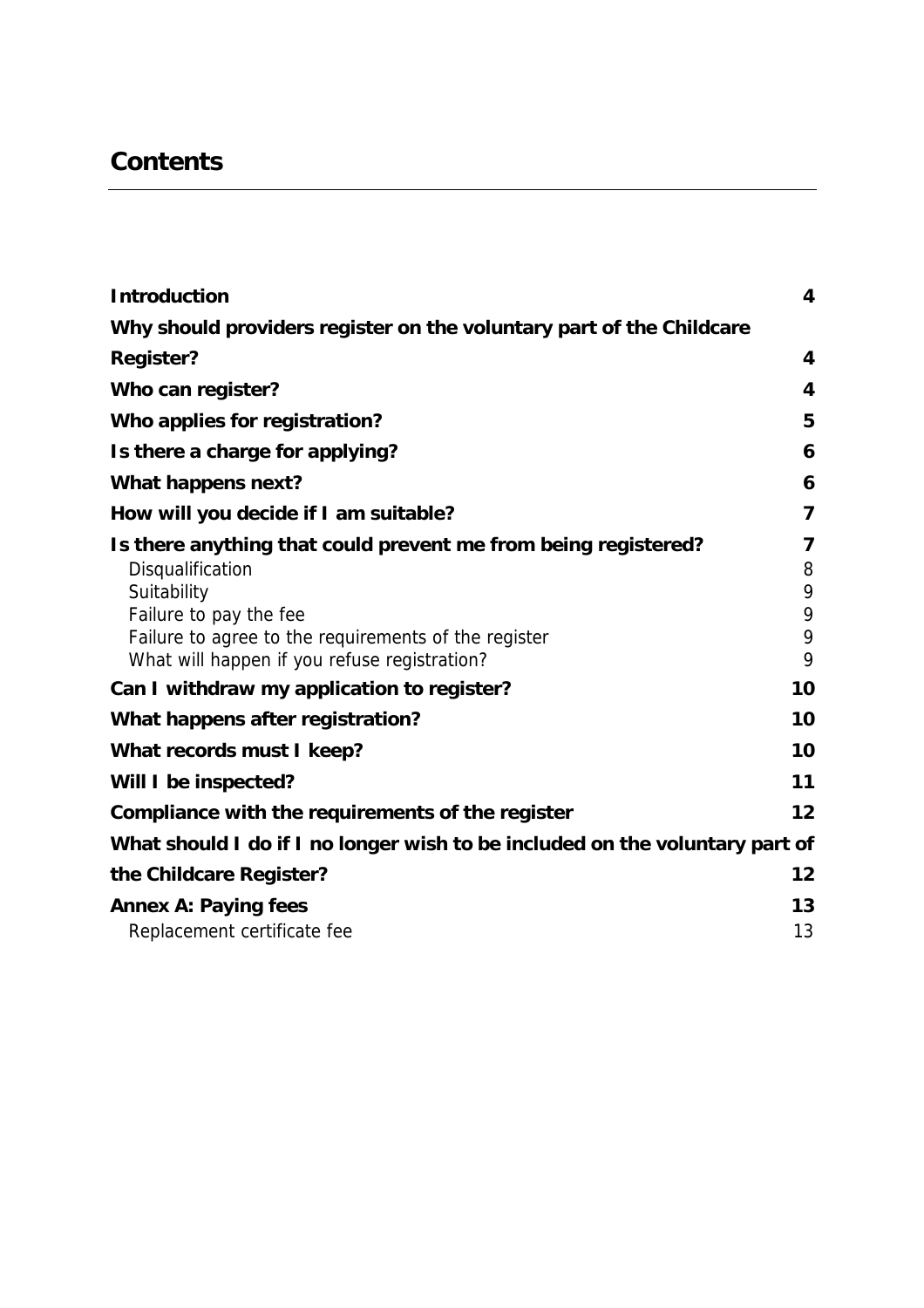## Contents

| | |
|---|---|
| **Introduction** | **4** |
| **Why should providers register on the voluntary part of the Childcare Register?** | **4** |
| **Who can register?** | **4** |
| **Who applies for registration?** | **5** |
| **Is there a charge for applying?** | **6** |
| **What happens next?** | **6** |
| **How will you decide if I am suitable?** | **7** |
| **Is there anything that could prevent me from being registered?** | **7** |
| Disqualification | 8 |
| Suitability | 9 |
| Failure to pay the fee | 9 |
| Failure to agree to the requirements of the register | 9 |
| What will happen if you refuse registration? | 9 |
| **Can I withdraw my application to register?** | **10** |
| **What happens after registration?** | **10** |
| **What records must I keep?** | **10** |
| **Will I be inspected?** | **11** |
| **Compliance with the requirements of the register** | **12** |
| **What should I do if I no longer wish to be included on the voluntary part of the Childcare Register?** | **12** |
| **Annex A: Paying fees** | **13** |
| Replacement certificate fee | 13 |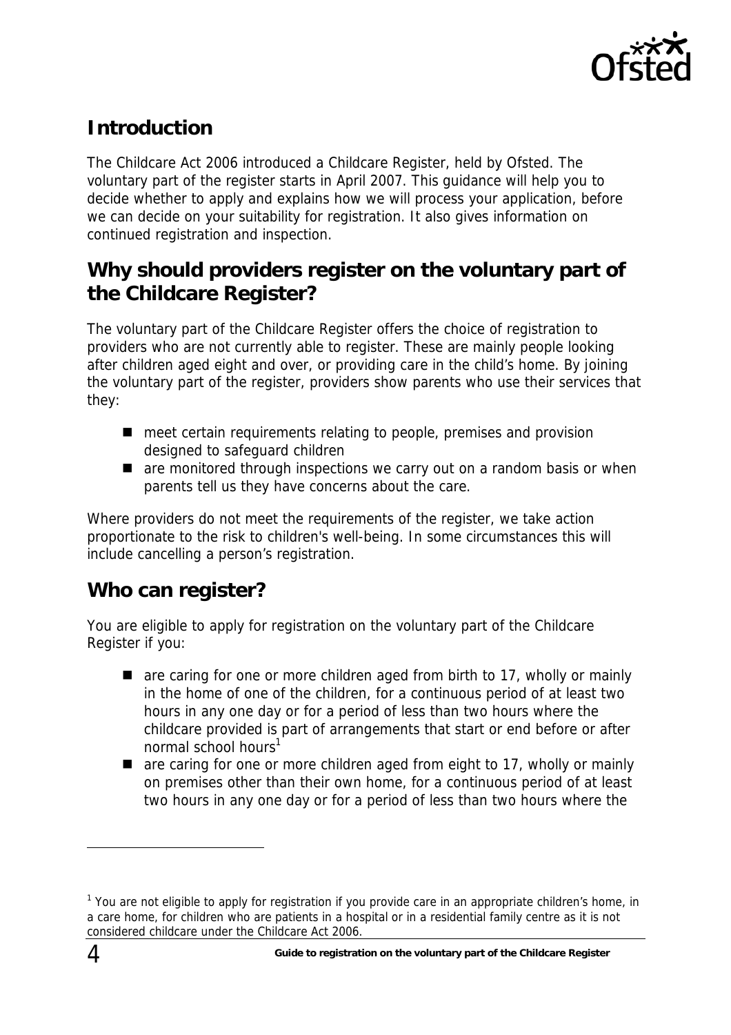## Introduction

The Childcare Act 2006 introduced a Childcare Register, held by Ofsted. The voluntary part of the register starts in April 2007. This guidance will help you to decide whether to apply and explains how we will process your application, before we can decide on your suitability for registration. It also gives information on continued registration and inspection.

## Why should providers register on the voluntary part of the Childcare Register?

The voluntary part of the Childcare Register offers the choice of registration to providers who are not currently able to register. These are mainly people looking after children aged eight and over, or providing care in the child's home. By joining the voluntary part of the register, providers show parents who use their services that they:

- meet certain requirements relating to people, premises and provision designed to safeguard children
- are monitored through inspections we carry out on a random basis or when parents tell us they have concerns about the care.

Where providers do not meet the requirements of the register, we take action proportionate to the risk to children's well-being. In some circumstances this will include cancelling a person's registration.

## Who can register?

You are eligible to apply for registration on the voluntary part of the Childcare Register if you:

- are caring for one or more children aged from birth to 17, wholly or mainly in the home of one of the children, for a continuous period of at least two hours in any one day or for a period of less than two hours where the childcare provided is part of arrangements that start or end before or after normal school hours[1]
- are caring for one or more children aged from eight to 17, wholly or mainly on premises other than their own home, for a continuous period of at least two hours in any one day or for a period of less than two hours where the

[1] You are not eligible to apply for registration if you provide care in an appropriate children's home, in a care home, for children who are patients in a hospital or in a residential family centre as it is not considered childcare under the Childcare Act 2006.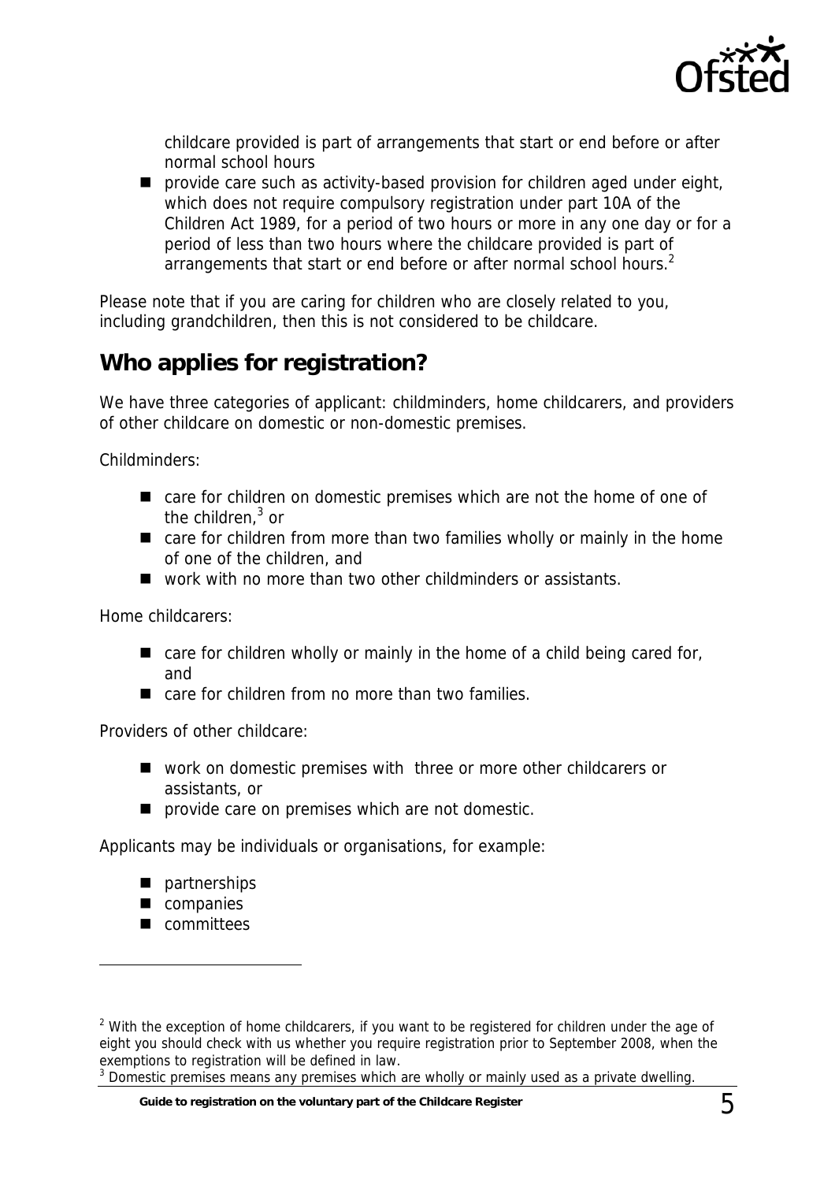childcare provided is part of arrangements that start or end before or after normal school hours

- provide care such as activity-based provision for children aged under eight, which does not require compulsory registration under part 10A of the Children Act 1989, for a period of two hours or more in any one day or for a period of less than two hours where the childcare provided is part of arrangements that start or end before or after normal school hours.[2]

Please note that if you are caring for children who are closely related to you, including grandchildren, then this is not considered to be childcare.

## Who applies for registration?

We have three categories of applicant: childminders, home childcarers, and providers of other childcare on domestic or non-domestic premises.

Childminders:

- care for children on domestic premises which are not the home of one of the children,[3] or
- care for children from more than two families wholly or mainly in the home of one of the children, and
- work with no more than two other childminders or assistants.

Home childcarers:

- care for children wholly or mainly in the home of a child being cared for, and
- care for children from no more than two families.

Providers of other childcare:

- work on domestic premises with three or more other childcarers or assistants, or
- provide care on premises which are not domestic.

Applicants may be individuals or organisations, for example:

- partnerships
- companies
- committees

---

[2] With the exception of home childcarers, if you want to be registered for children under the age of eight you should check with us whether you require registration prior to September 2008, when the exemptions to registration will be defined in law.

[3] Domestic premises means any premises which are wholly or mainly used as a private dwelling.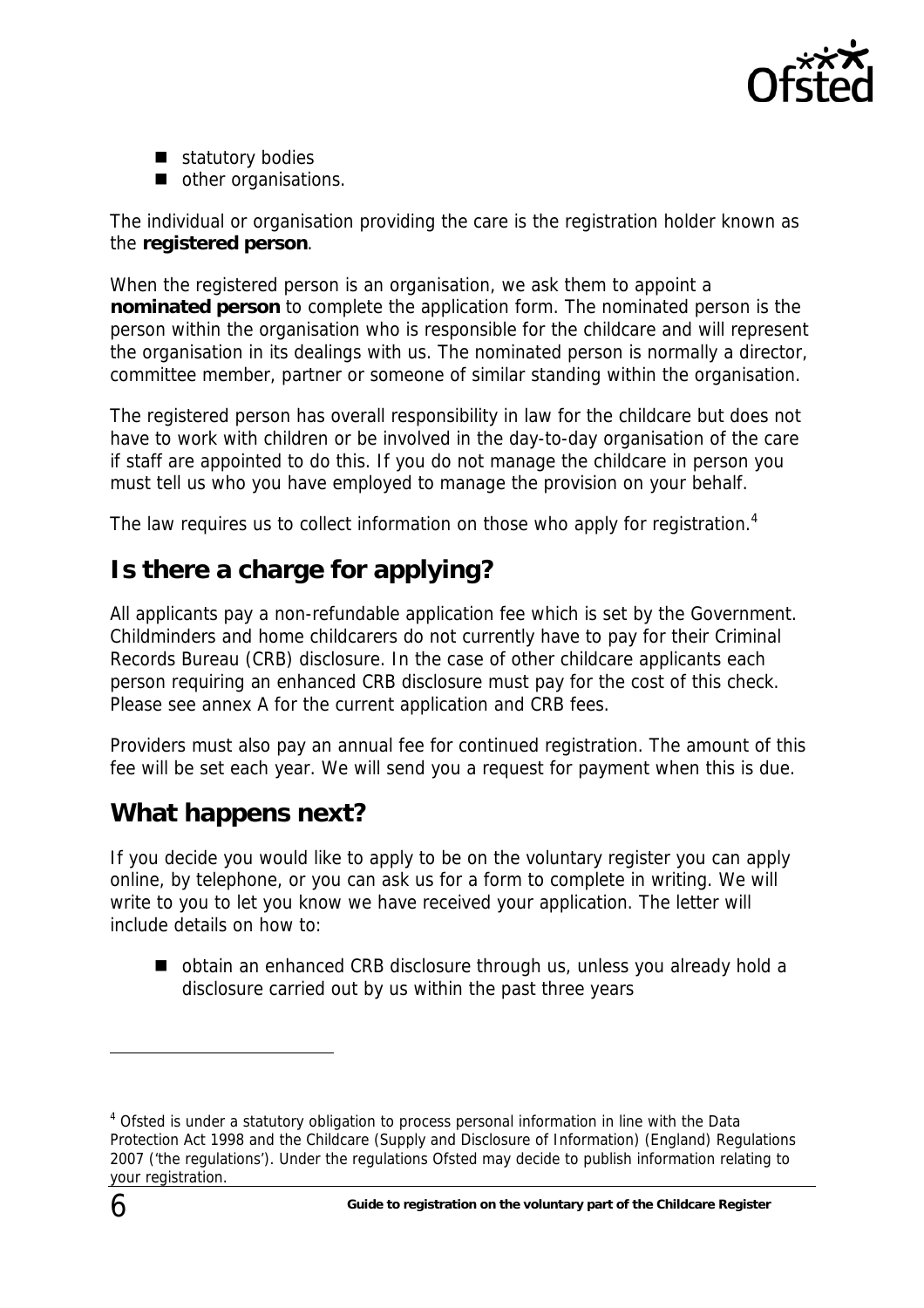- statutory bodies
- other organisations.

The individual or organisation providing the care is the registration holder known as the **registered person**.

When the registered person is an organisation, we ask them to appoint a **nominated person** to complete the application form. The nominated person is the person within the organisation who is responsible for the childcare and will represent the organisation in its dealings with us. The nominated person is normally a director, committee member, partner or someone of similar standing within the organisation.

The registered person has overall responsibility in law for the childcare but does not have to work with children or be involved in the day-to-day organisation of the care if staff are appointed to do this. If you do not manage the childcare in person you must tell us who you have employed to manage the provision on your behalf.

The law requires us to collect information on those who apply for registration.[4]

## Is there a charge for applying?

All applicants pay a non-refundable application fee which is set by the Government. Childminders and home childcarers do not currently have to pay for their Criminal Records Bureau (CRB) disclosure. In the case of other childcare applicants each person requiring an enhanced CRB disclosure must pay for the cost of this check. Please see annex A for the current application and CRB fees.

Providers must also pay an annual fee for continued registration. The amount of this fee will be set each year. We will send you a request for payment when this is due.

## What happens next?

If you decide you would like to apply to be on the voluntary register you can apply online, by telephone, or you can ask us for a form to complete in writing. We will write to you to let you know we have received your application. The letter will include details on how to:

- obtain an enhanced CRB disclosure through us, unless you already hold a disclosure carried out by us within the past three years

---

[4] Ofsted is under a statutory obligation to process personal information in line with the Data Protection Act 1998 and the Childcare (Supply and Disclosure of Information) (England) Regulations 2007 ('the regulations'). Under the regulations Ofsted may decide to publish information relating to your registration.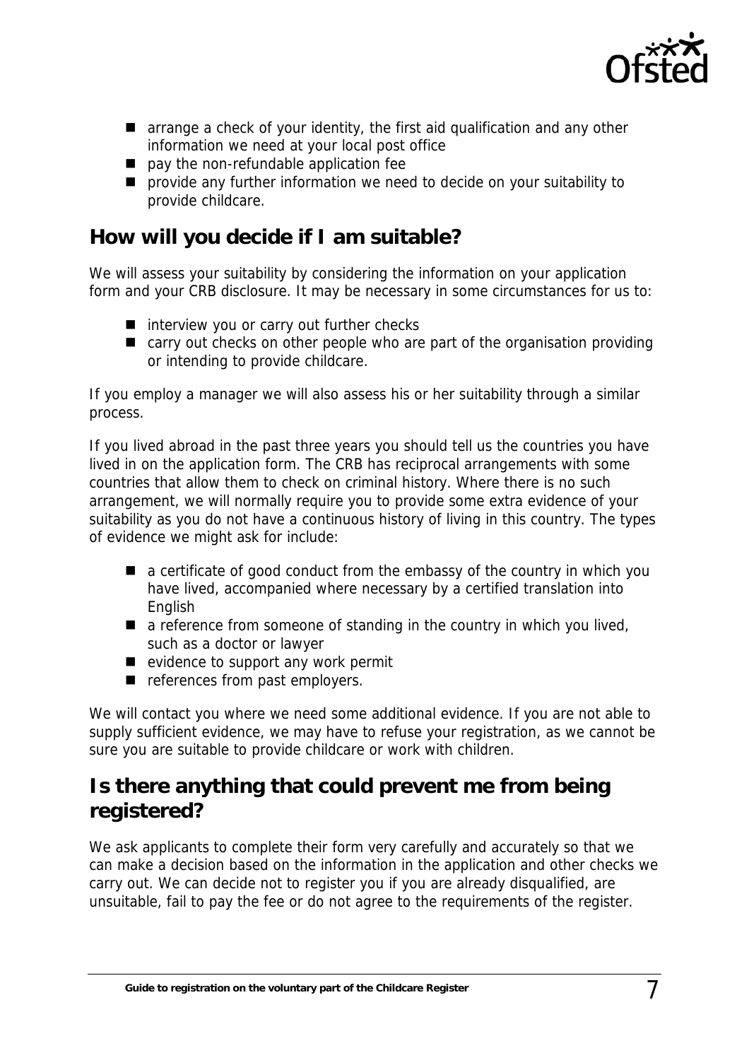- arrange a check of your identity, the first aid qualification and any other information we need at your local post office
- pay the non-refundable application fee
- provide any further information we need to decide on your suitability to provide childcare.

## How will you decide if I am suitable?

We will assess your suitability by considering the information on your application form and your CRB disclosure. It may be necessary in some circumstances for us to:

- interview you or carry out further checks
- carry out checks on other people who are part of the organisation providing or intending to provide childcare.

If you employ a manager we will also assess his or her suitability through a similar process.

If you lived abroad in the past three years you should tell us the countries you have lived in on the application form. The CRB has reciprocal arrangements with some countries that allow them to check on criminal history. Where there is no such arrangement, we will normally require you to provide some extra evidence of your suitability as you do not have a continuous history of living in this country. The types of evidence we might ask for include:

- a certificate of good conduct from the embassy of the country in which you have lived, accompanied where necessary by a certified translation into English
- a reference from someone of standing in the country in which you lived, such as a doctor or lawyer
- evidence to support any work permit
- references from past employers.

We will contact you where we need some additional evidence. If you are not able to supply sufficient evidence, we may have to refuse your registration, as we cannot be sure you are suitable to provide childcare or work with children.

## Is there anything that could prevent me from being registered?

We ask applicants to complete their form very carefully and accurately so that we can make a decision based on the information in the application and other checks we carry out. We can decide not to register you if you are already disqualified, are unsuitable, fail to pay the fee or do not agree to the requirements of the register.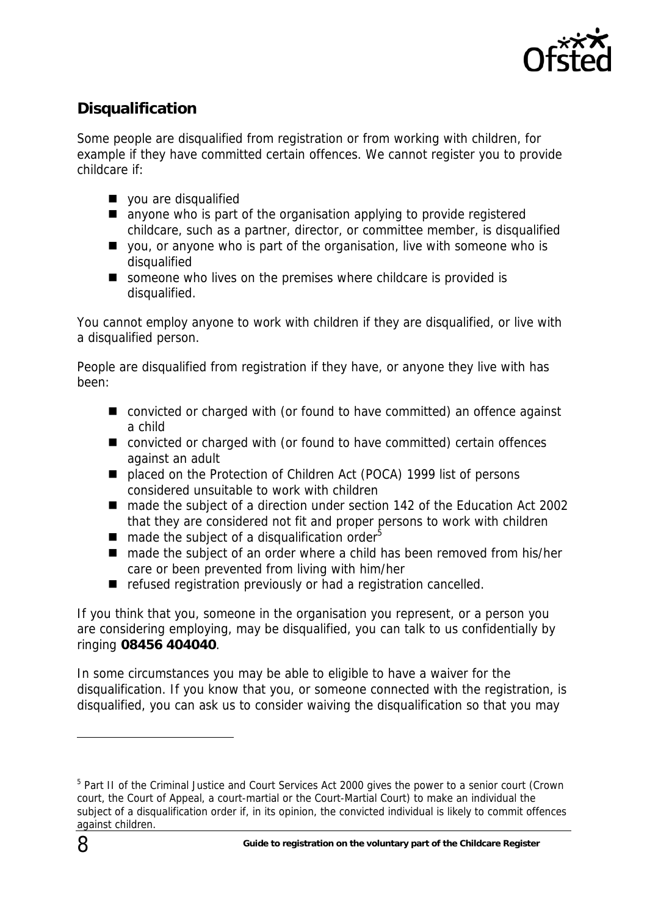## Disqualification

Some people are disqualified from registration or from working with children, for example if they have committed certain offences. We cannot register you to provide childcare if:

- you are disqualified
- anyone who is part of the organisation applying to provide registered childcare, such as a partner, director, or committee member, is disqualified
- you, or anyone who is part of the organisation, live with someone who is disqualified
- someone who lives on the premises where childcare is provided is disqualified.

You cannot employ anyone to work with children if they are disqualified, or live with a disqualified person.

People are disqualified from registration if they have, or anyone they live with has been:

- convicted or charged with (or found to have committed) an offence against a child
- convicted or charged with (or found to have committed) certain offences against an adult
- placed on the Protection of Children Act (POCA) 1999 list of persons considered unsuitable to work with children
- made the subject of a direction under section 142 of the Education Act 2002 that they are considered not fit and proper persons to work with children
- made the subject of a disqualification order[5]
- made the subject of an order where a child has been removed from his/her care or been prevented from living with him/her
- refused registration previously or had a registration cancelled.

If you think that you, someone in the organisation you represent, or a person you are considering employing, may be disqualified, you can talk to us confidentially by ringing **08456 404040**.

In some circumstances you may be able to eligible to have a waiver for the disqualification. If you know that you, or someone connected with the registration, is disqualified, you can ask us to consider waiving the disqualification so that you may

---

[5] Part II of the Criminal Justice and Court Services Act 2000 gives the power to a senior court (Crown court, the Court of Appeal, a court-martial or the Court-Martial Court) to make an individual the subject of a disqualification order if, in its opinion, the convicted individual is likely to commit offences against children.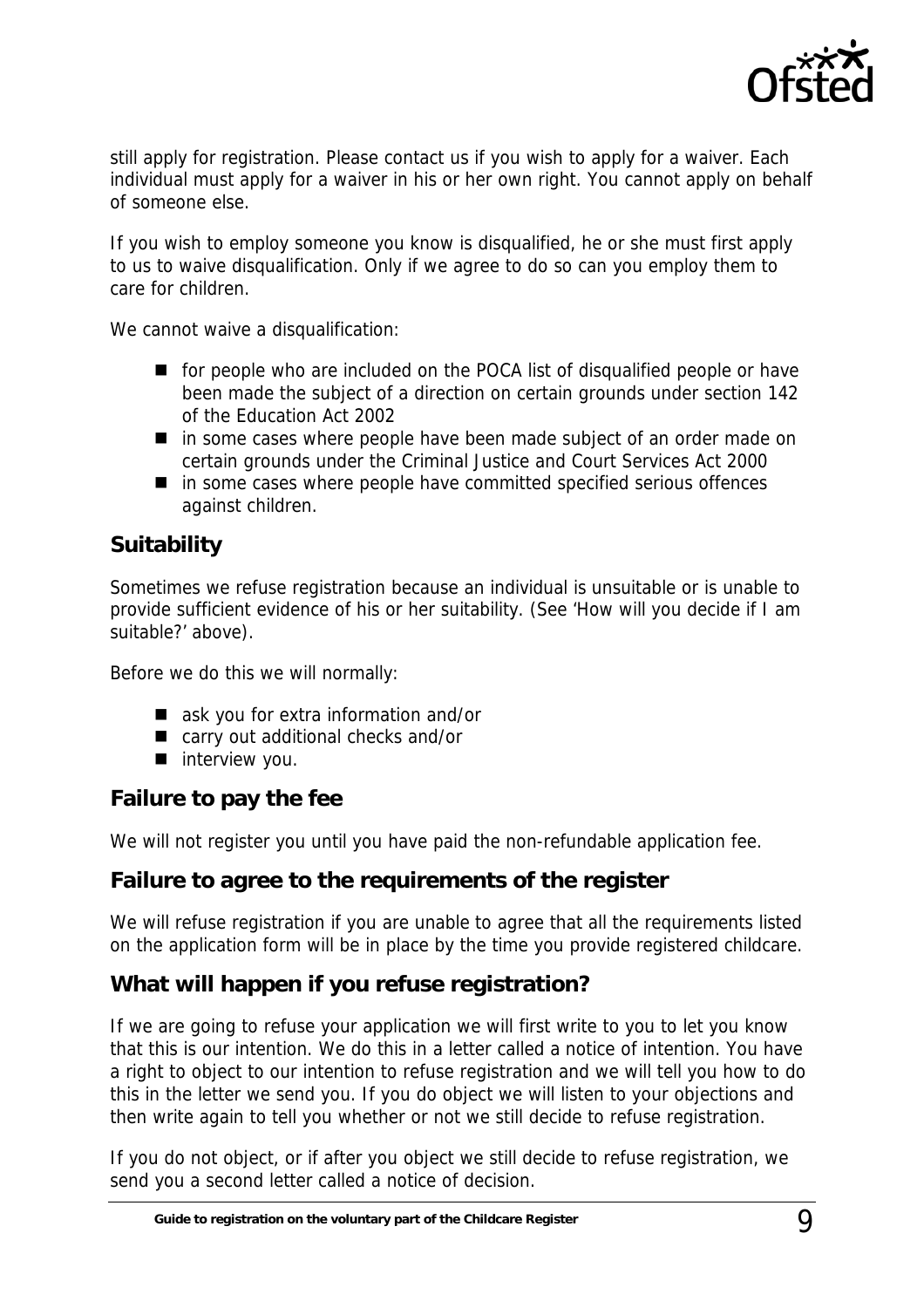still apply for registration. Please contact us if you wish to apply for a waiver. Each individual must apply for a waiver in his or her own right. You cannot apply on behalf of someone else.

If you wish to employ someone you know is disqualified, he or she must first apply to us to waive disqualification. Only if we agree to do so can you employ them to care for children.

We cannot waive a disqualification:

- for people who are included on the POCA list of disqualified people or have been made the subject of a direction on certain grounds under section 142 of the Education Act 2002
- in some cases where people have been made subject of an order made on certain grounds under the Criminal Justice and Court Services Act 2000
- in some cases where people have committed specified serious offences against children.

### Suitability

Sometimes we refuse registration because an individual is unsuitable or is unable to provide sufficient evidence of his or her suitability. (See 'How will you decide if I am suitable?' above).

Before we do this we will normally:

- ask you for extra information and/or
- carry out additional checks and/or
- interview you.

### Failure to pay the fee

We will not register you until you have paid the non-refundable application fee.

### Failure to agree to the requirements of the register

We will refuse registration if you are unable to agree that all the requirements listed on the application form will be in place by the time you provide registered childcare.

### What will happen if you refuse registration?

If we are going to refuse your application we will first write to you to let you know that this is our intention. We do this in a letter called a notice of intention. You have a right to object to our intention to refuse registration and we will tell you how to do this in the letter we send you. If you do object we will listen to your objections and then write again to tell you whether or not we still decide to refuse registration.

If you do not object, or if after you object we still decide to refuse registration, we send you a second letter called a notice of decision.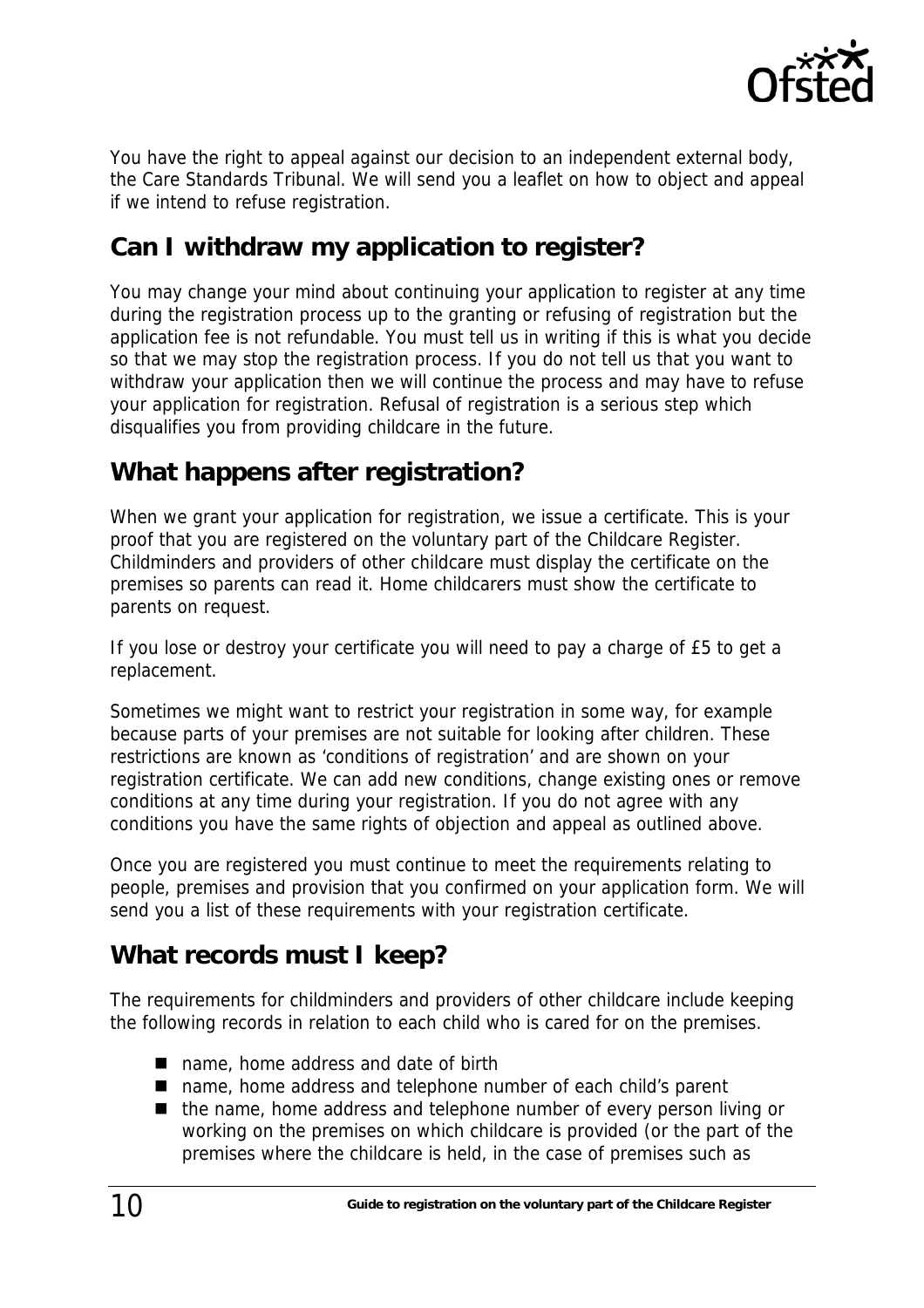You have the right to appeal against our decision to an independent external body, the Care Standards Tribunal. We will send you a leaflet on how to object and appeal if we intend to refuse registration.

## Can I withdraw my application to register?

You may change your mind about continuing your application to register at any time during the registration process up to the granting or refusing of registration but the application fee is not refundable. You must tell us in writing if this is what you decide so that we may stop the registration process. If you do not tell us that you want to withdraw your application then we will continue the process and may have to refuse your application for registration. Refusal of registration is a serious step which disqualifies you from providing childcare in the future.

## What happens after registration?

When we grant your application for registration, we issue a certificate. This is your proof that you are registered on the voluntary part of the Childcare Register. Childminders and providers of other childcare must display the certificate on the premises so parents can read it. Home childcarers must show the certificate to parents on request.

If you lose or destroy your certificate you will need to pay a charge of £5 to get a replacement.

Sometimes we might want to restrict your registration in some way, for example because parts of your premises are not suitable for looking after children. These restrictions are known as 'conditions of registration' and are shown on your registration certificate. We can add new conditions, change existing ones or remove conditions at any time during your registration. If you do not agree with any conditions you have the same rights of objection and appeal as outlined above.

Once you are registered you must continue to meet the requirements relating to people, premises and provision that you confirmed on your application form. We will send you a list of these requirements with your registration certificate.

## What records must I keep?

The requirements for childminders and providers of other childcare include keeping the following records in relation to each child who is cared for on the premises.

- name, home address and date of birth
- name, home address and telephone number of each child's parent
- the name, home address and telephone number of every person living or working on the premises on which childcare is provided (or the part of the premises where the childcare is held, in the case of premises such as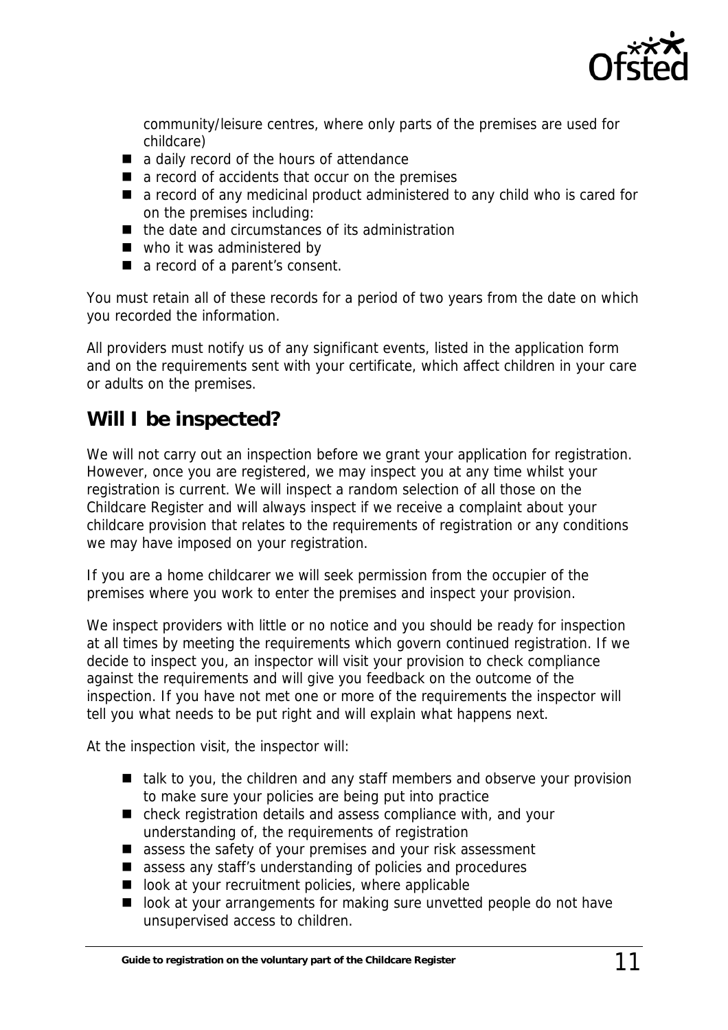community/leisure centres, where only parts of the premises are used for childcare)

- a daily record of the hours of attendance
- a record of accidents that occur on the premises
- a record of any medicinal product administered to any child who is cared for on the premises including:
- the date and circumstances of its administration
- who it was administered by
- a record of a parent's consent.

You must retain all of these records for a period of two years from the date on which you recorded the information.

All providers must notify us of any significant events, listed in the application form and on the requirements sent with your certificate, which affect children in your care or adults on the premises.

## Will I be inspected?

We will not carry out an inspection before we grant your application for registration. However, once you are registered, we may inspect you at any time whilst your registration is current. We will inspect a random selection of all those on the Childcare Register and will always inspect if we receive a complaint about your childcare provision that relates to the requirements of registration or any conditions we may have imposed on your registration.

If you are a home childcarer we will seek permission from the occupier of the premises where you work to enter the premises and inspect your provision.

We inspect providers with little or no notice and you should be ready for inspection at all times by meeting the requirements which govern continued registration. If we decide to inspect you, an inspector will visit your provision to check compliance against the requirements and will give you feedback on the outcome of the inspection. If you have not met one or more of the requirements the inspector will tell you what needs to be put right and will explain what happens next.

At the inspection visit, the inspector will:

- talk to you, the children and any staff members and observe your provision to make sure your policies are being put into practice
- check registration details and assess compliance with, and your understanding of, the requirements of registration
- assess the safety of your premises and your risk assessment
- assess any staff's understanding of policies and procedures
- look at your recruitment policies, where applicable
- look at your arrangements for making sure unvetted people do not have unsupervised access to children.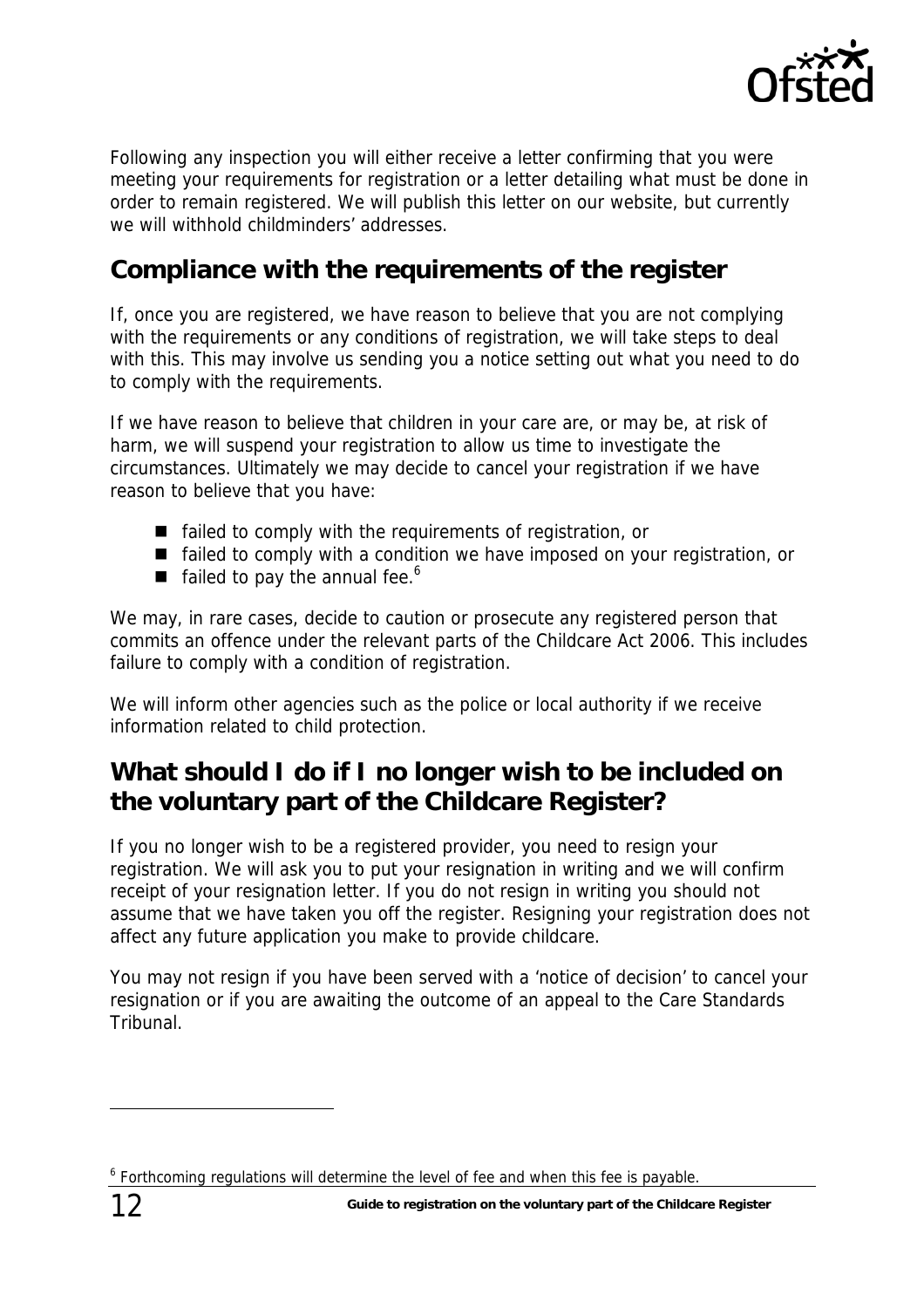Following any inspection you will either receive a letter confirming that you were meeting your requirements for registration or a letter detailing what must be done in order to remain registered. We will publish this letter on our website, but currently we will withhold childminders' addresses.

## Compliance with the requirements of the register

If, once you are registered, we have reason to believe that you are not complying with the requirements or any conditions of registration, we will take steps to deal with this. This may involve us sending you a notice setting out what you need to do to comply with the requirements.

If we have reason to believe that children in your care are, or may be, at risk of harm, we will suspend your registration to allow us time to investigate the circumstances. Ultimately we may decide to cancel your registration if we have reason to believe that you have:

- failed to comply with the requirements of registration, or
- failed to comply with a condition we have imposed on your registration, or
- failed to pay the annual fee.[6]

We may, in rare cases, decide to caution or prosecute any registered person that commits an offence under the relevant parts of the Childcare Act 2006. This includes failure to comply with a condition of registration.

We will inform other agencies such as the police or local authority if we receive information related to child protection.

## What should I do if I no longer wish to be included on the voluntary part of the Childcare Register?

If you no longer wish to be a registered provider, you need to resign your registration. We will ask you to put your resignation in writing and we will confirm receipt of your resignation letter. If you do not resign in writing you should not assume that we have taken you off the register. Resigning your registration does not affect any future application you make to provide childcare.

You may not resign if you have been served with a 'notice of decision' to cancel your resignation or if you are awaiting the outcome of an appeal to the Care Standards Tribunal.

---

[6] Forthcoming regulations will determine the level of fee and when this fee is payable.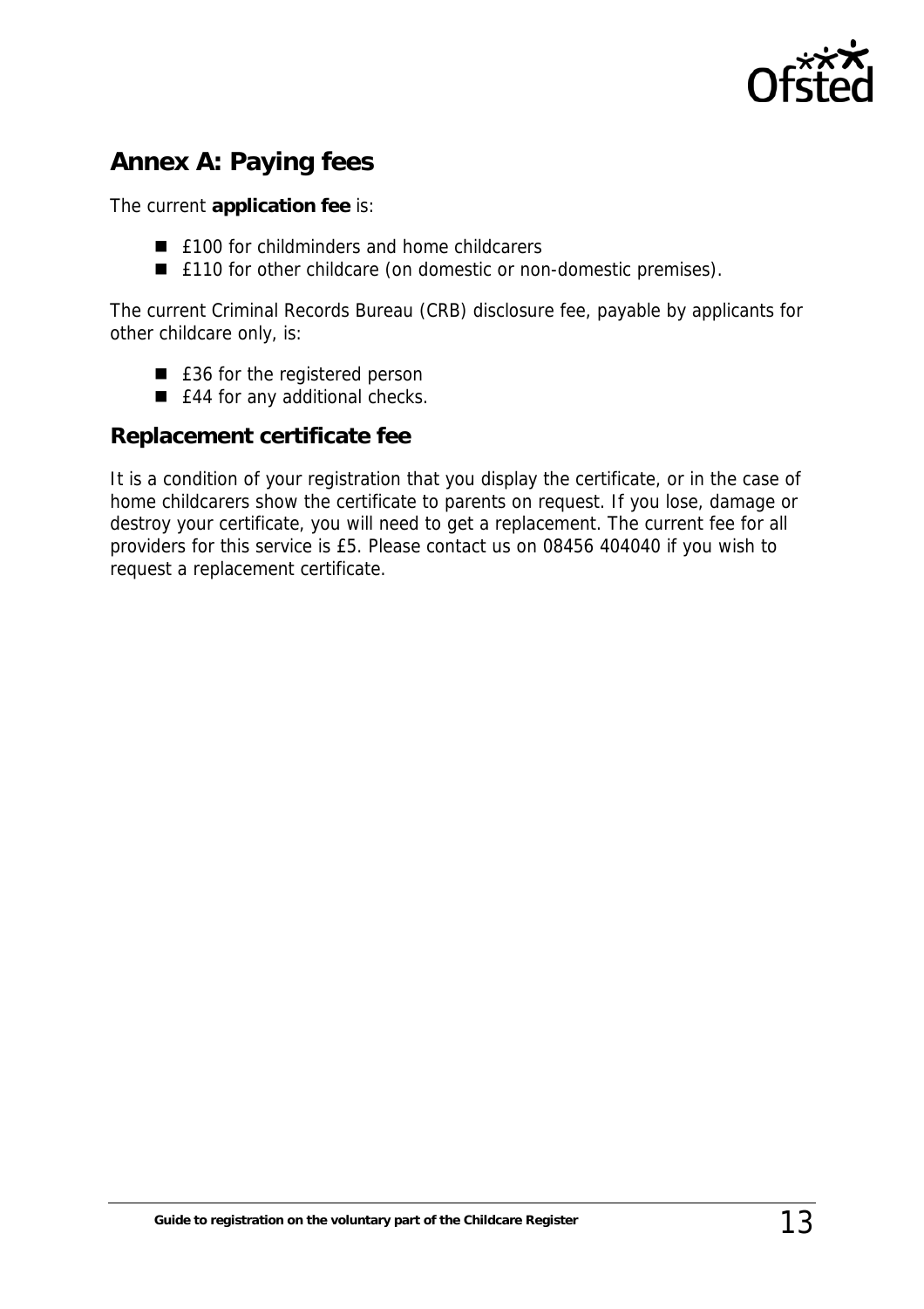## Annex A: Paying fees

The current **application fee** is:

- £100 for childminders and home childcarers
- £110 for other childcare (on domestic or non-domestic premises).

The current Criminal Records Bureau (CRB) disclosure fee, payable by applicants for other childcare only, is:

- £36 for the registered person
- £44 for any additional checks.

### Replacement certificate fee

It is a condition of your registration that you display the certificate, or in the case of home childcarers show the certificate to parents on request. If you lose, damage or destroy your certificate, you will need to get a replacement. The current fee for all providers for this service is £5. Please contact us on 08456 404040 if you wish to request a replacement certificate.